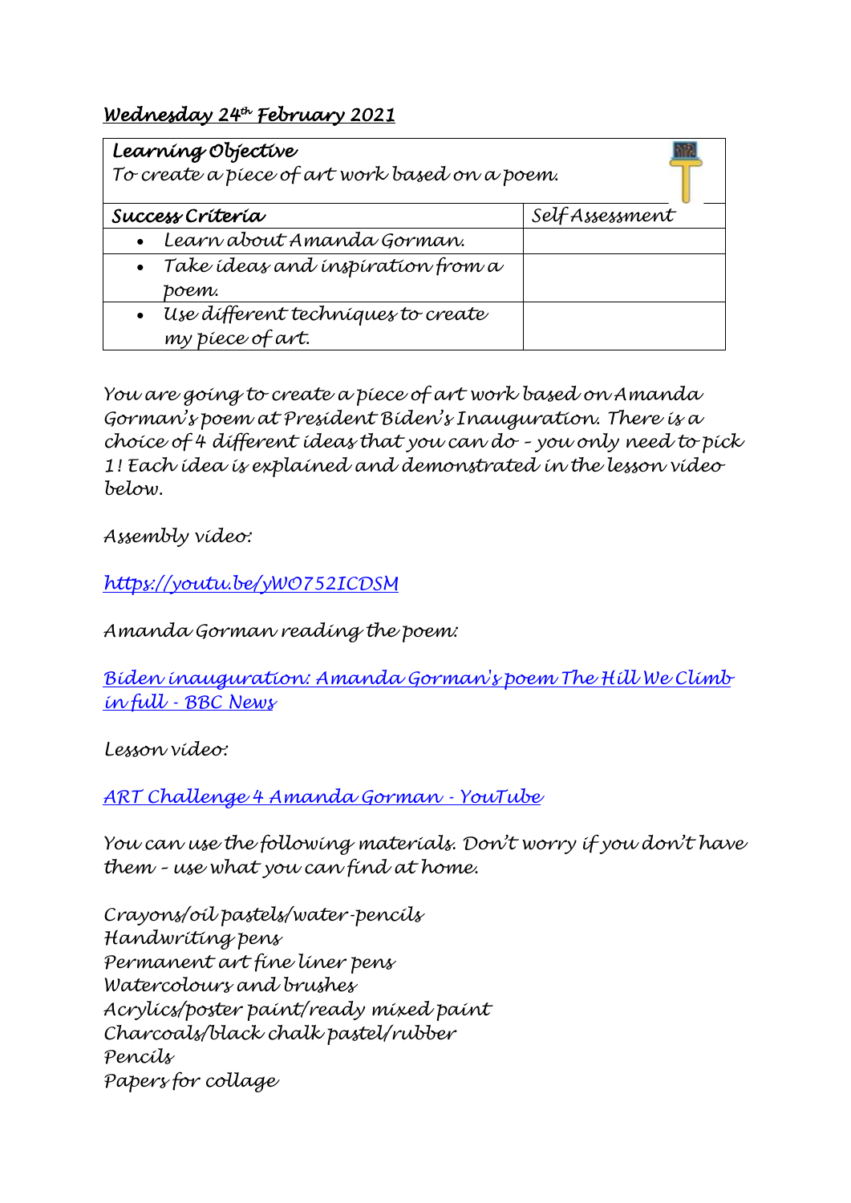***Wednesday 24th February 2021***

| **Learning Objective**<br>To create a piece of art work based on a poem. | |
|---|---|
| **Success Criteria** | **Self Assessment** |
| • Learn about Amanda Gorman. | |
| • Take ideas and inspiration from a poem. | |
| • Use different techniques to create my piece of art. | |

You are going to create a piece of art work based on Amanda Gorman's poem at President Biden's Inauguration. There is a choice of 4 different ideas that you can do – you only need to pick 1! Each idea is explained and demonstrated in the lesson video below.

Assembly video:

[https://youtu.be/yWO752ICDSM](https://youtu.be/yWO752ICDSM)

Amanda Gorman reading the poem:

[Biden inauguration: Amanda Gorman's poem The Hill We Climb in full - BBC News]()

Lesson video:

[ART Challenge 4 Amanda Gorman - YouTube]()

You can use the following materials. Don't worry if you don't have them – use what you can find at home.

Crayons/oil pastels/water-pencils
Handwriting pens
Permanent art fine liner pens
Watercolours and brushes
Acrylics/poster paint/ready mixed paint
Charcoals/black chalk pastel/rubber
Pencils
Papers for collage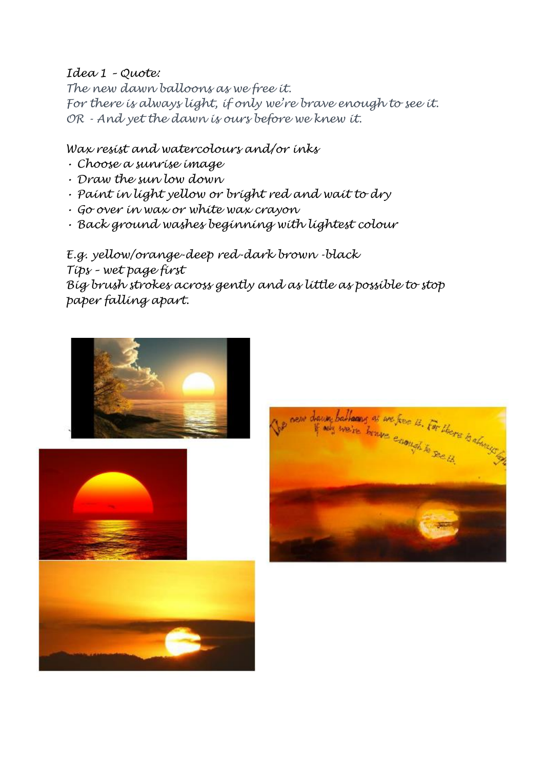*Idea 1 – Quote:*

*The new dawn balloons as we free it.*
*For there is always light, if only we're brave enough to see it.*
*OR - And yet the dawn is ours before we knew it.*

*Wax resist and watercolours and/or inks*

- *Choose a sunrise image*
- *Draw the sun low down*
- *Paint in light yellow or bright red and wait to dry*
- *Go over in wax or white wax crayon*
- *Back ground washes beginning with lightest colour*

*E.g. yellow/orange-deep red-dark brown -black*
*Tips – wet page first*
*Big brush strokes across gently and as little as possible to stop paper falling apart.*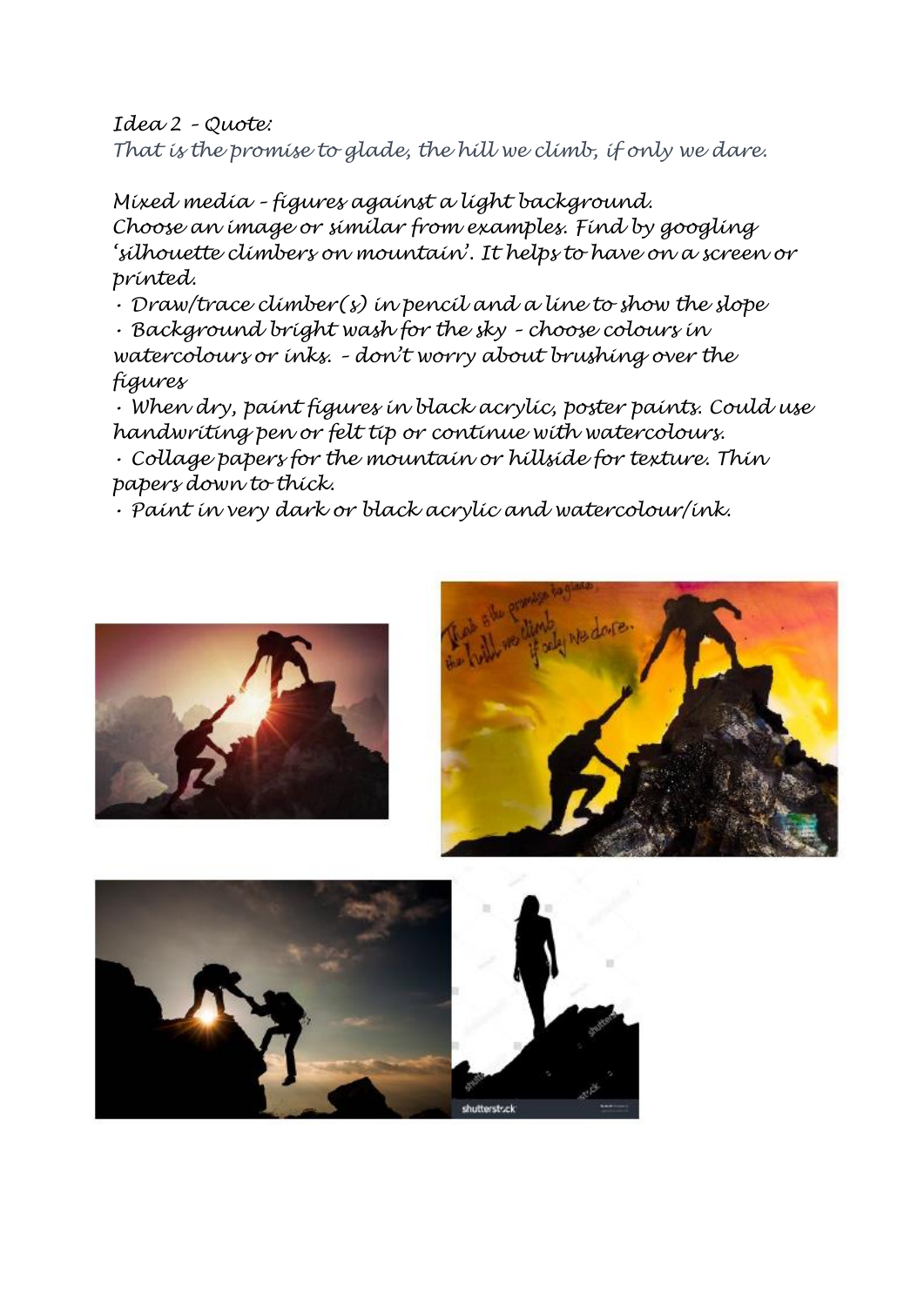*Idea 2 – Quote:*
*That is the promise to glade, the hill we climb, if only we dare.*

*Mixed media – figures against a light background.*
*Choose an image or similar from examples. Find by googling 'silhouette climbers on mountain'. It helps to have on a screen or printed.*

- *Draw/trace climber(s) in pencil and a line to show the slope*
- *Background bright wash for the sky – choose colours in watercolours or inks. – don't worry about brushing over the figures*
- *When dry, paint figures in black acrylic, poster paints. Could use handwriting pen or felt tip or continue with watercolours.*
- *Collage papers for the mountain or hillside for texture. Thin papers down to thick.*
- *Paint in very dark or black acrylic and watercolour/ink.*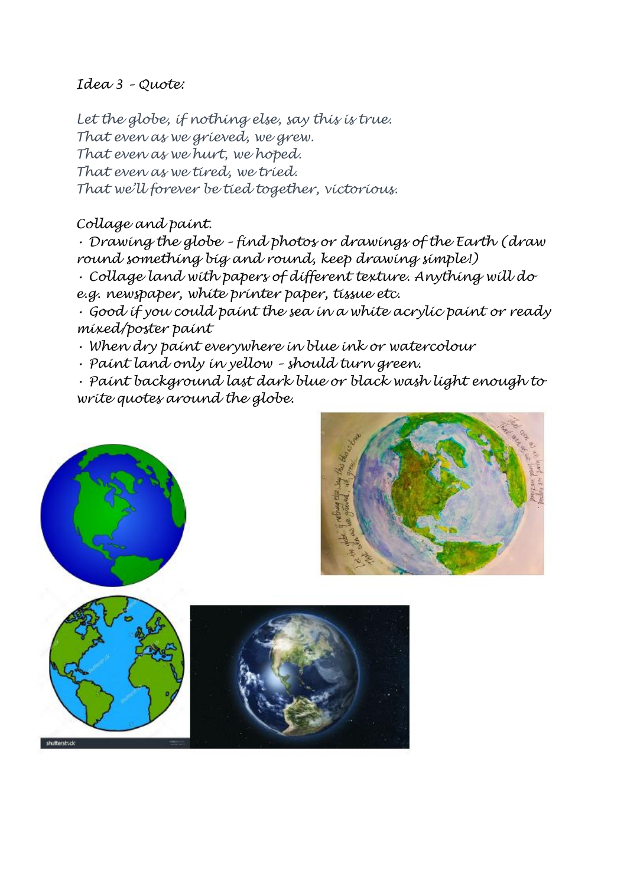*Idea 3 – Quote:*

*Let the globe, if nothing else, say this is true.*
*That even as we grieved, we grew.*
*That even as we hurt, we hoped.*
*That even as we tired, we tried.*
*That we'll forever be tied together, victorious.*

*Collage and paint.*

- *Drawing the globe – find photos or drawings of the Earth (draw round something big and round, keep drawing simple!)*
- *Collage land with papers of different texture. Anything will do e.g. newspaper, white printer paper, tissue etc.*
- *Good if you could paint the sea in a white acrylic paint or ready mixed/poster paint*
- *When dry paint everywhere in blue ink or watercolour*
- *Paint land only in yellow – should turn green.*
- *Paint background last dark blue or black wash light enough to write quotes around the globe.*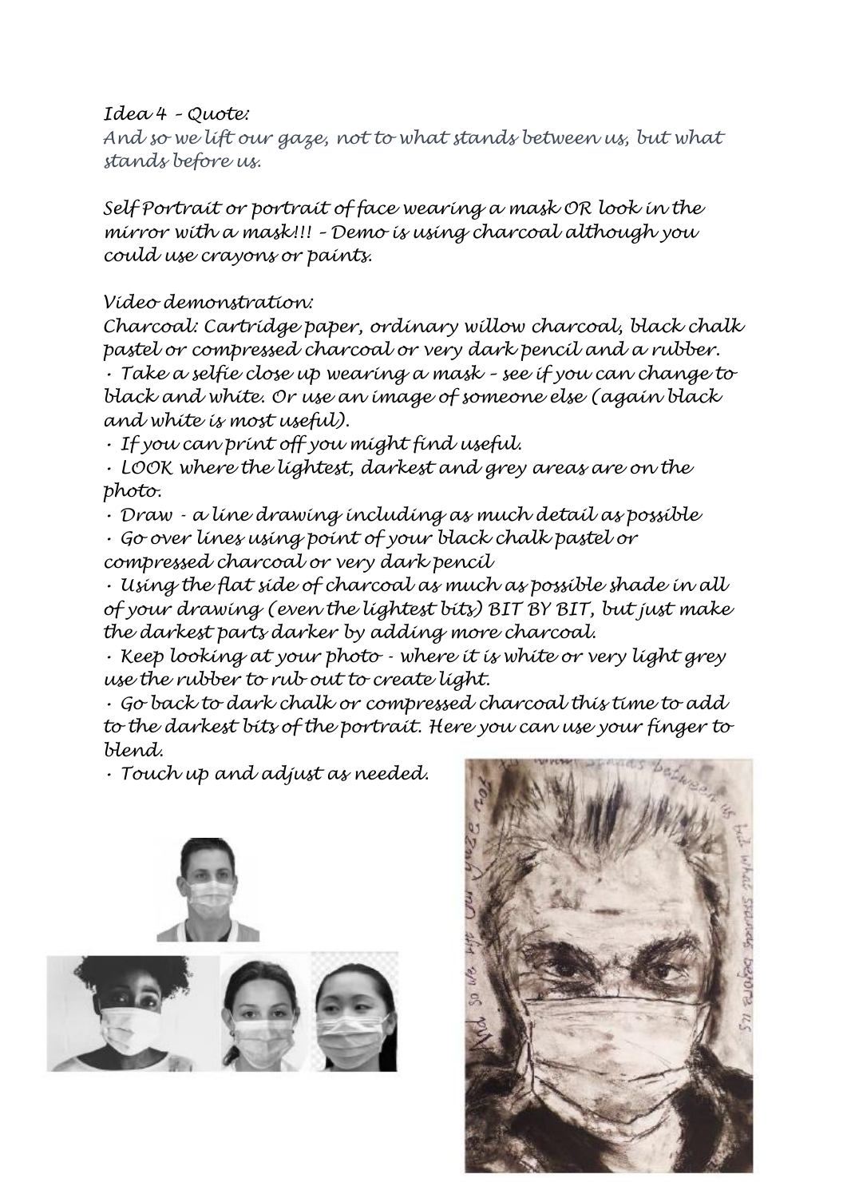*Idea 4 – Quote:*
*And so we lift our gaze, not to what stands between us, but what stands before us.*

*Self Portrait or portrait of face wearing a mask OR look in the mirror with a mask!!! – Demo is using charcoal although you could use crayons or paints.*

*Video demonstration:*
*Charcoal: Cartridge paper, ordinary willow charcoal, black chalk pastel or compressed charcoal or very dark pencil and a rubber.*

- *Take a selfie close up wearing a mask – see if you can change to black and white. Or use an image of someone else (again black and white is most useful).*
- *If you can print off you might find useful.*
- *LOOK where the lightest, darkest and grey areas are on the photo.*
- *Draw - a line drawing including as much detail as possible*
- *Go over lines using point of your black chalk pastel or compressed charcoal or very dark pencil*
- *Using the flat side of charcoal as much as possible shade in all of your drawing (even the lightest bits) BIT BY BIT, but just make the darkest parts darker by adding more charcoal.*
- *Keep looking at your photo - where it is white or very light grey use the rubber to rub out to create light.*
- *Go back to dark chalk or compressed charcoal this time to add to the darkest bits of the portrait. Here you can use your finger to blend.*
- *Touch up and adjust as needed.*